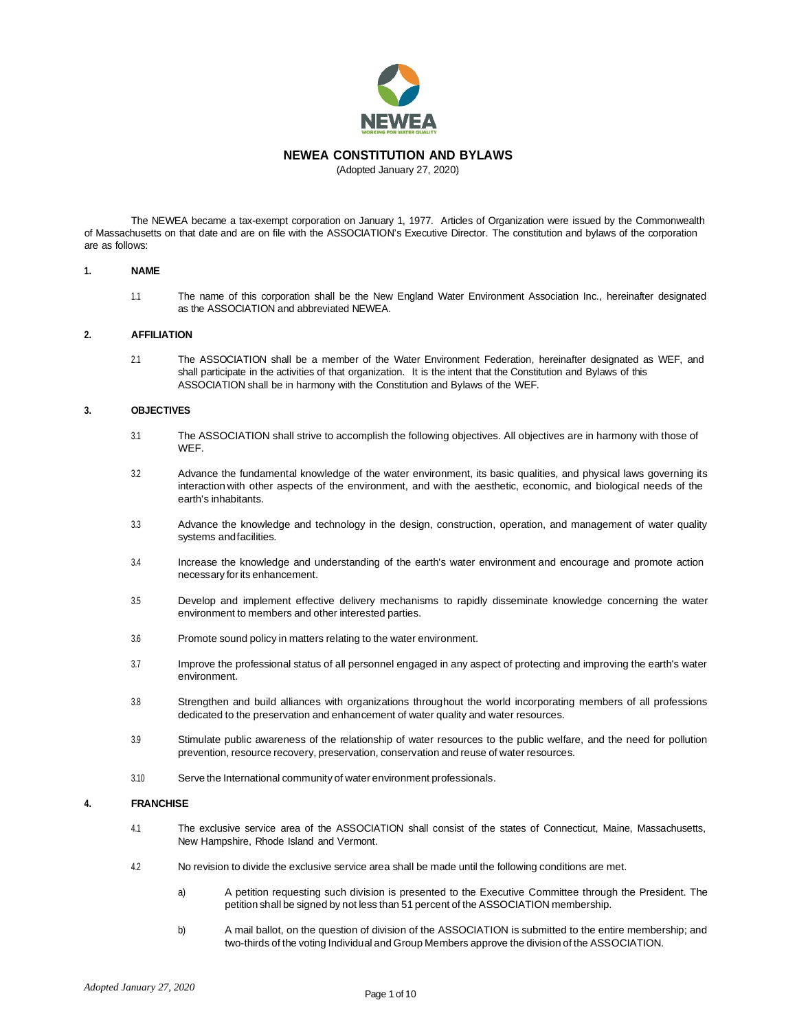# NEWEA CONSTITUTION AND BYLAWS

(Adopted January 27, 2020)

The NEWEA became a tax-exempt corporation on January 1, 1977. Articles of Organization were issued by the Commonwealth of Massachusetts on that date and are on file with the ASSOCIATION's Executive Director. The constitution and bylaws of the corporation are as follows:

## 1. NAME

1.1 The name of this corporation shall be the New England Water Environment Association Inc., hereinafter designated as the ASSOCIATION and abbreviated NEWEA.

## 2. AFFILIATION

2.1 The ASSOCIATION shall be a member of the Water Environment Federation, hereinafter designated as WEF, and shall participate in the activities of that organization. It is the intent that the Constitution and Bylaws of this ASSOCIATION shall be in harmony with the Constitution and Bylaws of the WEF.

## 3. OBJECTIVES

3.1 The ASSOCIATION shall strive to accomplish the following objectives. All objectives are in harmony with those of WEF.

3.2 Advance the fundamental knowledge of the water environment, its basic qualities, and physical laws governing its interaction with other aspects of the environment, and with the aesthetic, economic, and biological needs of the earth's inhabitants.

3.3 Advance the knowledge and technology in the design, construction, operation, and management of water quality systems and facilities.

3.4 Increase the knowledge and understanding of the earth's water environment and encourage and promote action necessary for its enhancement.

3.5 Develop and implement effective delivery mechanisms to rapidly disseminate knowledge concerning the water environment to members and other interested parties.

3.6 Promote sound policy in matters relating to the water environment.

3.7 Improve the professional status of all personnel engaged in any aspect of protecting and improving the earth's water environment.

3.8 Strengthen and build alliances with organizations throughout the world incorporating members of all professions dedicated to the preservation and enhancement of water quality and water resources.

3.9 Stimulate public awareness of the relationship of water resources to the public welfare, and the need for pollution prevention, resource recovery, preservation, conservation and reuse of water resources.

3.10 Serve the International community of water environment professionals.

## 4. FRANCHISE

4.1 The exclusive service area of the ASSOCIATION shall consist of the states of Connecticut, Maine, Massachusetts, New Hampshire, Rhode Island and Vermont.

4.2 No revision to divide the exclusive service area shall be made until the following conditions are met.

a) A petition requesting such division is presented to the Executive Committee through the President. The petition shall be signed by not less than 51 percent of the ASSOCIATION membership.

b) A mail ballot, on the question of division of the ASSOCIATION is submitted to the entire membership; and two-thirds of the voting Individual and Group Members approve the division of the ASSOCIATION.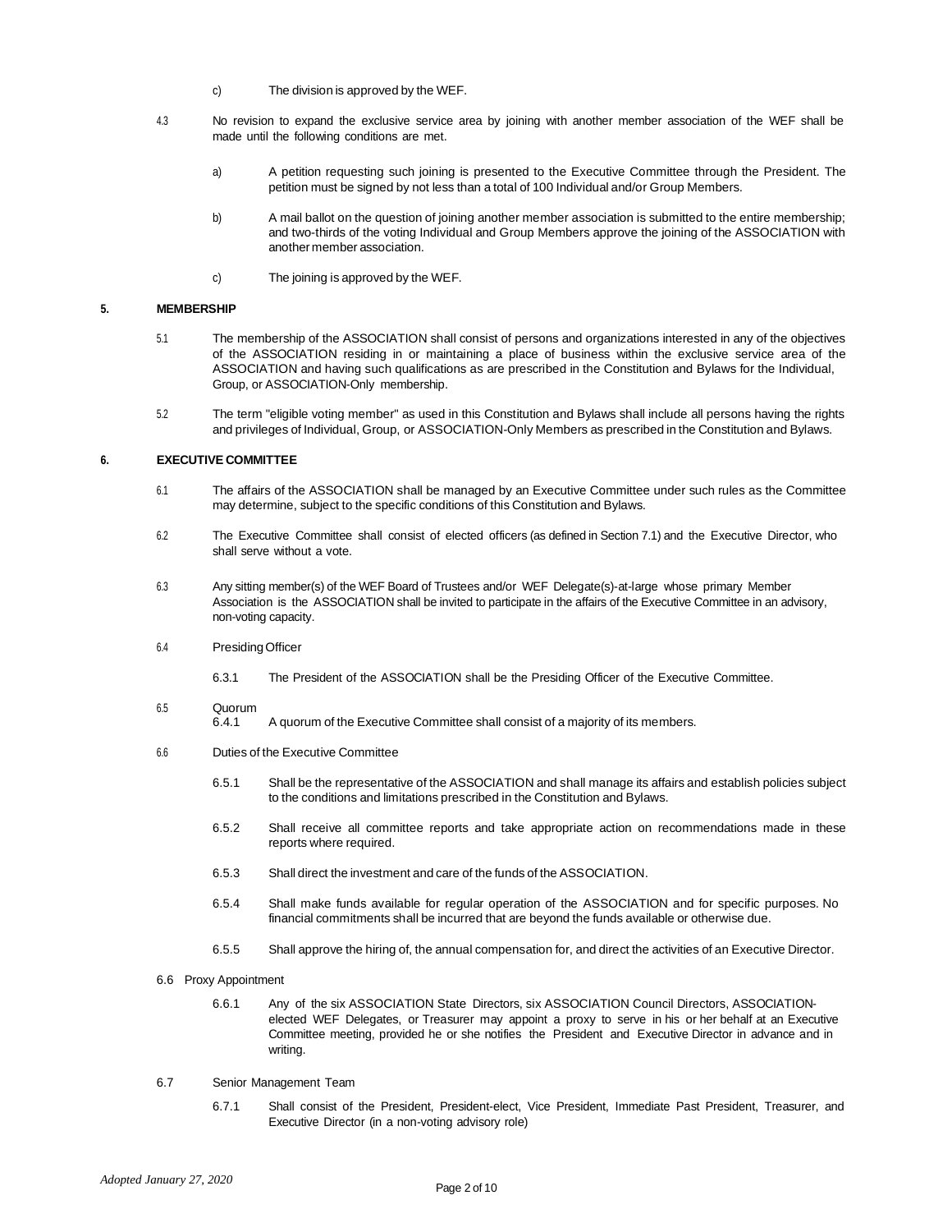c) The division is approved by the WEF.

4.3 No revision to expand the exclusive service area by joining with another member association of the WEF shall be made until the following conditions are met.

a) A petition requesting such joining is presented to the Executive Committee through the President. The petition must be signed by not less than a total of 100 Individual and/or Group Members.

b) A mail ballot on the question of joining another member association is submitted to the entire membership; and two-thirds of the voting Individual and Group Members approve the joining of the ASSOCIATION with another member association.

c) The joining is approved by the WEF.

## 5. MEMBERSHIP

5.1 The membership of the ASSOCIATION shall consist of persons and organizations interested in any of the objectives of the ASSOCIATION residing in or maintaining a place of business within the exclusive service area of the ASSOCIATION and having such qualifications as are prescribed in the Constitution and Bylaws for the Individual, Group, or ASSOCIATION-Only membership.

5.2 The term "eligible voting member" as used in this Constitution and Bylaws shall include all persons having the rights and privileges of Individual, Group, or ASSOCIATION-Only Members as prescribed in the Constitution and Bylaws.

## 6. EXECUTIVE COMMITTEE

6.1 The affairs of the ASSOCIATION shall be managed by an Executive Committee under such rules as the Committee may determine, subject to the specific conditions of this Constitution and Bylaws.

6.2 The Executive Committee shall consist of elected officers (as defined in Section 7.1) and the Executive Director, who shall serve without a vote.

6.3 Any sitting member(s) of the WEF Board of Trustees and/or WEF Delegate(s)-at-large whose primary Member Association is the ASSOCIATION shall be invited to participate in the affairs of the Executive Committee in an advisory, non-voting capacity.

6.4 Presiding Officer

6.3.1 The President of the ASSOCIATION shall be the Presiding Officer of the Executive Committee.

6.5 Quorum

6.4.1 A quorum of the Executive Committee shall consist of a majority of its members.

6.6 Duties of the Executive Committee

6.5.1 Shall be the representative of the ASSOCIATION and shall manage its affairs and establish policies subject to the conditions and limitations prescribed in the Constitution and Bylaws.

6.5.2 Shall receive all committee reports and take appropriate action on recommendations made in these reports where required.

6.5.3 Shall direct the investment and care of the funds of the ASSOCIATION.

6.5.4 Shall make funds available for regular operation of the ASSOCIATION and for specific purposes. No financial commitments shall be incurred that are beyond the funds available or otherwise due.

6.5.5 Shall approve the hiring of, the annual compensation for, and direct the activities of an Executive Director.

6.6 Proxy Appointment

6.6.1 Any of the six ASSOCIATION State Directors, six ASSOCIATION Council Directors, ASSOCIATION-elected WEF Delegates, or Treasurer may appoint a proxy to serve in his or her behalf at an Executive Committee meeting, provided he or she notifies the President and Executive Director in advance and in writing.

6.7 Senior Management Team

6.7.1 Shall consist of the President, President-elect, Vice President, Immediate Past President, Treasurer, and Executive Director (in a non-voting advisory role)

*Adopted January 27, 2020*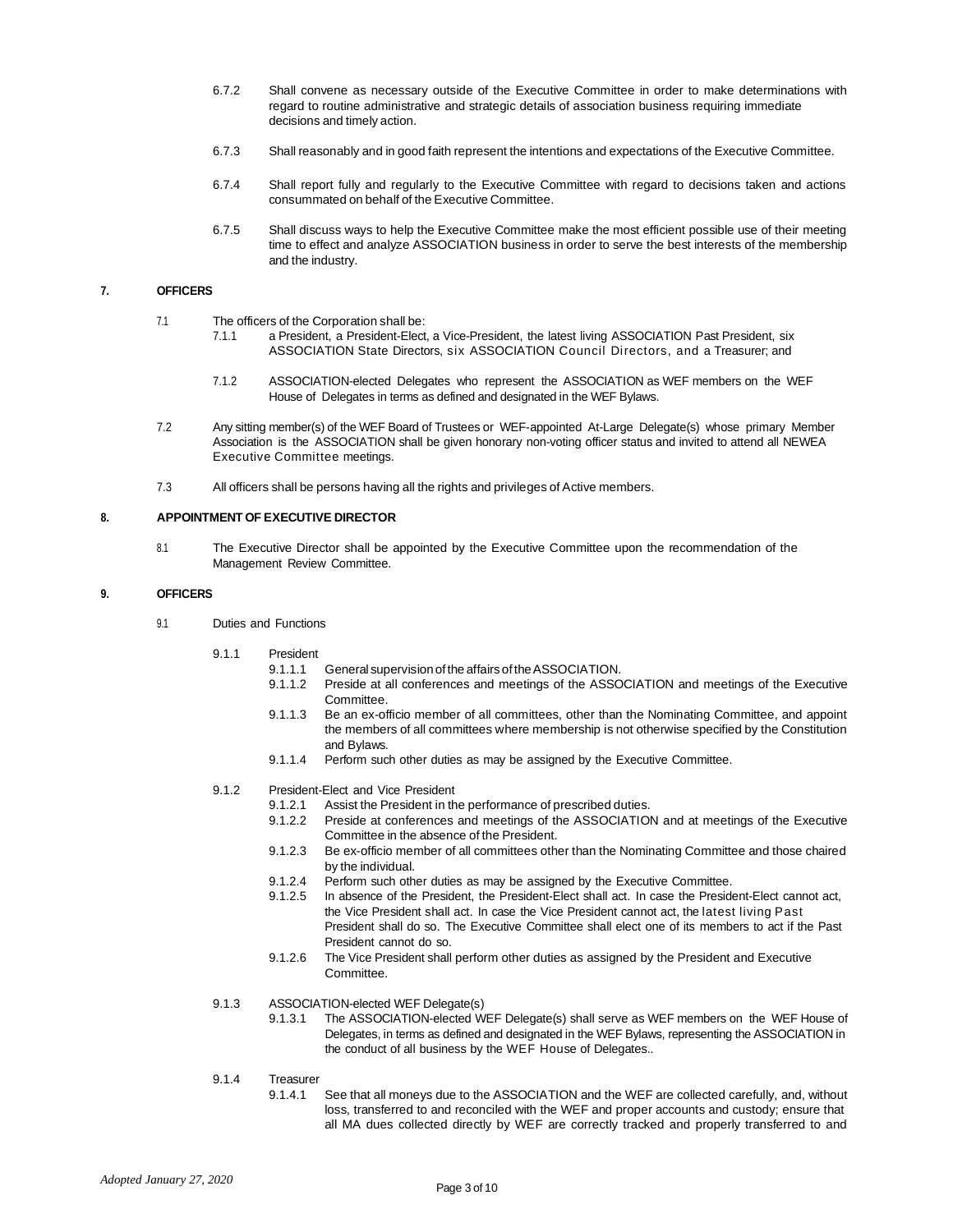6.7.2 Shall convene as necessary outside of the Executive Committee in order to make determinations with regard to routine administrative and strategic details of association business requiring immediate decisions and timely action.

6.7.3 Shall reasonably and in good faith represent the intentions and expectations of the Executive Committee.

6.7.4 Shall report fully and regularly to the Executive Committee with regard to decisions taken and actions consummated on behalf of the Executive Committee.

6.7.5 Shall discuss ways to help the Executive Committee make the most efficient possible use of their meeting time to effect and analyze ASSOCIATION business in order to serve the best interests of the membership and the industry.

## 7. OFFICERS

7.1 The officers of the Corporation shall be:

7.1.1 a President, a President-Elect, a Vice-President, the latest living ASSOCIATION Past President, six ASSOCIATION State Directors, six ASSOCIATION Council Directors, and a Treasurer; and

7.1.2 ASSOCIATION-elected Delegates who represent the ASSOCIATION as WEF members on the WEF House of Delegates in terms as defined and designated in the WEF Bylaws.

7.2 Any sitting member(s) of the WEF Board of Trustees or WEF-appointed At-Large Delegate(s) whose primary Member Association is the ASSOCIATION shall be given honorary non-voting officer status and invited to attend all NEWEA Executive Committee meetings.

7.3 All officers shall be persons having all the rights and privileges of Active members.

## 8. APPOINTMENT OF EXECUTIVE DIRECTOR

8.1 The Executive Director shall be appointed by the Executive Committee upon the recommendation of the Management Review Committee.

## 9. OFFICERS

9.1 Duties and Functions

9.1.1 President

9.1.1.1 General supervision of the affairs of the ASSOCIATION.

9.1.1.2 Preside at all conferences and meetings of the ASSOCIATION and meetings of the Executive Committee.

9.1.1.3 Be an ex-officio member of all committees, other than the Nominating Committee, and appoint the members of all committees where membership is not otherwise specified by the Constitution and Bylaws.

9.1.1.4 Perform such other duties as may be assigned by the Executive Committee.

9.1.2 President-Elect and Vice President

9.1.2.1 Assist the President in the performance of prescribed duties.

9.1.2.2 Preside at conferences and meetings of the ASSOCIATION and at meetings of the Executive Committee in the absence of the President.

9.1.2.3 Be ex-officio member of all committees other than the Nominating Committee and those chaired by the individual.

9.1.2.4 Perform such other duties as may be assigned by the Executive Committee.

9.1.2.5 In absence of the President, the President-Elect shall act. In case the President-Elect cannot act, the Vice President shall act. In case the Vice President cannot act, the latest living Past President shall do so. The Executive Committee shall elect one of its members to act if the Past President cannot do so.

9.1.2.6 The Vice President shall perform other duties as assigned by the President and Executive Committee.

9.1.3 ASSOCIATION-elected WEF Delegate(s)

9.1.3.1 The ASSOCIATION-elected WEF Delegate(s) shall serve as WEF members on the WEF House of Delegates, in terms as defined and designated in the WEF Bylaws, representing the ASSOCIATION in the conduct of all business by the WEF House of Delegates..

9.1.4 Treasurer

9.1.4.1 See that all moneys due to the ASSOCIATION and the WEF are collected carefully, and, without loss, transferred to and reconciled with the WEF and proper accounts and custody; ensure that all MA dues collected directly by WEF are correctly tracked and properly transferred to and

*Adopted January 27, 2020*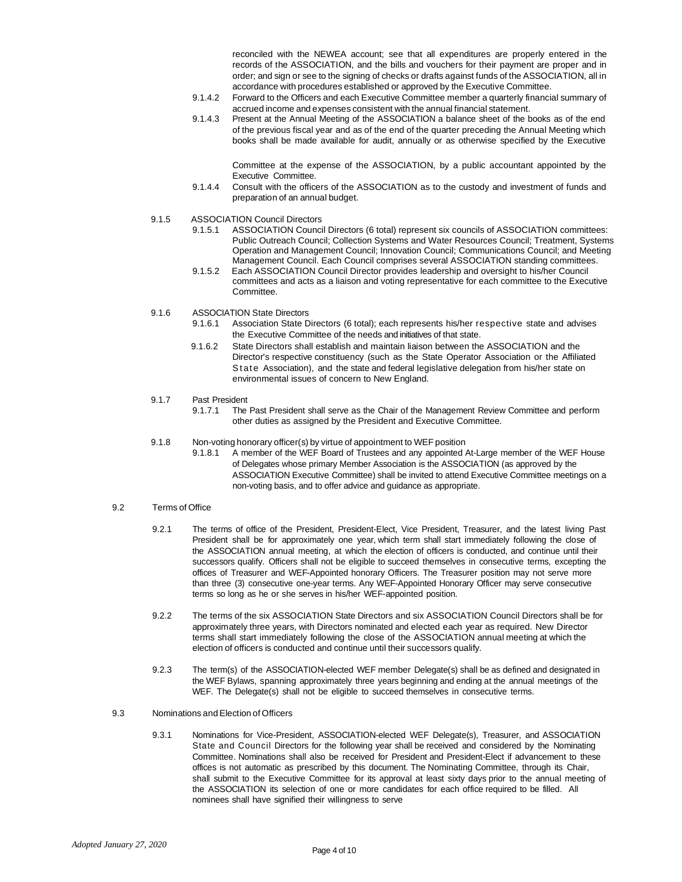reconciled with the NEWEA account; see that all expenditures are properly entered in the records of the ASSOCIATION, and the bills and vouchers for their payment are proper and in order; and sign or see to the signing of checks or drafts against funds of the ASSOCIATION, all in accordance with procedures established or approved by the Executive Committee.

9.1.4.2 Forward to the Officers and each Executive Committee member a quarterly financial summary of accrued income and expenses consistent with the annual financial statement.

9.1.4.3 Present at the Annual Meeting of the ASSOCIATION a balance sheet of the books as of the end of the previous fiscal year and as of the end of the quarter preceding the Annual Meeting which books shall be made available for audit, annually or as otherwise specified by the Executive Committee at the expense of the ASSOCIATION, by a public accountant appointed by the Executive Committee.

9.1.4.4 Consult with the officers of the ASSOCIATION as to the custody and investment of funds and preparation of an annual budget.

9.1.5 ASSOCIATION Council Directors

9.1.5.1 ASSOCIATION Council Directors (6 total) represent six councils of ASSOCIATION committees: Public Outreach Council; Collection Systems and Water Resources Council; Treatment, Systems Operation and Management Council; Innovation Council; Communications Council; and Meeting Management Council. Each Council comprises several ASSOCIATION standing committees.

9.1.5.2 Each ASSOCIATION Council Director provides leadership and oversight to his/her Council committees and acts as a liaison and voting representative for each committee to the Executive Committee.

9.1.6 ASSOCIATION State Directors

9.1.6.1 Association State Directors (6 total); each represents his/her respective state and advises the Executive Committee of the needs and initiatives of that state.

9.1.6.2 State Directors shall establish and maintain liaison between the ASSOCIATION and the Director's respective constituency (such as the State Operator Association or the Affiliated State Association), and the state and federal legislative delegation from his/her state on environmental issues of concern to New England.

9.1.7 Past President

9.1.7.1 The Past President shall serve as the Chair of the Management Review Committee and perform other duties as assigned by the President and Executive Committee.

9.1.8 Non-voting honorary officer(s) by virtue of appointment to WEF position

9.1.8.1 A member of the WEF Board of Trustees and any appointed At-Large member of the WEF House of Delegates whose primary Member Association is the ASSOCIATION (as approved by the ASSOCIATION Executive Committee) shall be invited to attend Executive Committee meetings on a non-voting basis, and to offer advice and guidance as appropriate.

9.2 Terms of Office

9.2.1 The terms of office of the President, President-Elect, Vice President, Treasurer, and the latest living Past President shall be for approximately one year, which term shall start immediately following the close of the ASSOCIATION annual meeting, at which the election of officers is conducted, and continue until their successors qualify. Officers shall not be eligible to succeed themselves in consecutive terms, excepting the offices of Treasurer and WEF-Appointed honorary Officers. The Treasurer position may not serve more than three (3) consecutive one-year terms. Any WEF-Appointed Honorary Officer may serve consecutive terms so long as he or she serves in his/her WEF-appointed position.

9.2.2 The terms of the six ASSOCIATION State Directors and six ASSOCIATION Council Directors shall be for approximately three years, with Directors nominated and elected each year as required. New Director terms shall start immediately following the close of the ASSOCIATION annual meeting at which the election of officers is conducted and continue until their successors qualify.

9.2.3 The term(s) of the ASSOCIATION-elected WEF member Delegate(s) shall be as defined and designated in the WEF Bylaws, spanning approximately three years beginning and ending at the annual meetings of the WEF. The Delegate(s) shall not be eligible to succeed themselves in consecutive terms.

9.3 Nominations and Election of Officers

9.3.1 Nominations for Vice-President, ASSOCIATION-elected WEF Delegate(s), Treasurer, and ASSOCIATION State and Council Directors for the following year shall be received and considered by the Nominating Committee. Nominations shall also be received for President and President-Elect if advancement to these offices is not automatic as prescribed by this document. The Nominating Committee, through its Chair, shall submit to the Executive Committee for its approval at least sixty days prior to the annual meeting of the ASSOCIATION its selection of one or more candidates for each office required to be filled. All nominees shall have signified their willingness to serve

*Adopted January 27, 2020*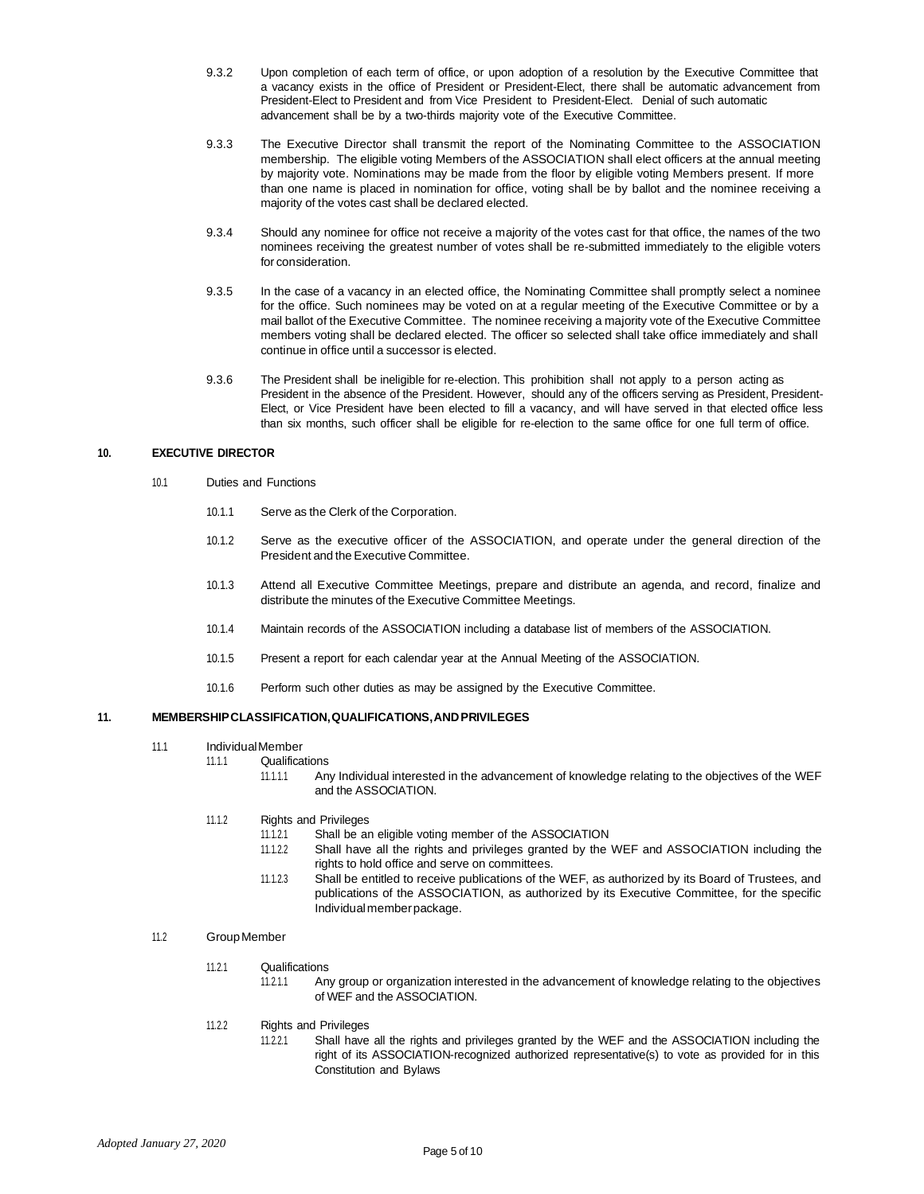9.3.2 Upon completion of each term of office, or upon adoption of a resolution by the Executive Committee that a vacancy exists in the office of President or President-Elect, there shall be automatic advancement from President-Elect to President and from Vice President to President-Elect. Denial of such automatic advancement shall be by a two-thirds majority vote of the Executive Committee.

9.3.3 The Executive Director shall transmit the report of the Nominating Committee to the ASSOCIATION membership. The eligible voting Members of the ASSOCIATION shall elect officers at the annual meeting by majority vote. Nominations may be made from the floor by eligible voting Members present. If more than one name is placed in nomination for office, voting shall be by ballot and the nominee receiving a majority of the votes cast shall be declared elected.

9.3.4 Should any nominee for office not receive a majority of the votes cast for that office, the names of the two nominees receiving the greatest number of votes shall be re-submitted immediately to the eligible voters for consideration.

9.3.5 In the case of a vacancy in an elected office, the Nominating Committee shall promptly select a nominee for the office. Such nominees may be voted on at a regular meeting of the Executive Committee or by a mail ballot of the Executive Committee. The nominee receiving a majority vote of the Executive Committee members voting shall be declared elected. The officer so selected shall take office immediately and shall continue in office until a successor is elected.

9.3.6 The President shall be ineligible for re-election. This prohibition shall not apply to a person acting as President in the absence of the President. However, should any of the officers serving as President, President-Elect, or Vice President have been elected to fill a vacancy, and will have served in that elected office less than six months, such officer shall be eligible for re-election to the same office for one full term of office.

## 10. EXECUTIVE DIRECTOR

10.1 Duties and Functions

10.1.1 Serve as the Clerk of the Corporation.

10.1.2 Serve as the executive officer of the ASSOCIATION, and operate under the general direction of the President and the Executive Committee.

10.1.3 Attend all Executive Committee Meetings, prepare and distribute an agenda, and record, finalize and distribute the minutes of the Executive Committee Meetings.

10.1.4 Maintain records of the ASSOCIATION including a database list of members of the ASSOCIATION.

10.1.5 Present a report for each calendar year at the Annual Meeting of the ASSOCIATION.

10.1.6 Perform such other duties as may be assigned by the Executive Committee.

## 11. MEMBERSHIP CLASSIFICATION, QUALIFICATIONS, AND PRIVILEGES

11.1 Individual Member

11.1.1 Qualifications

11.1.1.1 Any Individual interested in the advancement of knowledge relating to the objectives of the WEF and the ASSOCIATION.

11.1.2 Rights and Privileges

11.1.2.1 Shall be an eligible voting member of the ASSOCIATION

11.1.2.2 Shall have all the rights and privileges granted by the WEF and ASSOCIATION including the rights to hold office and serve on committees.

11.1.2.3 Shall be entitled to receive publications of the WEF, as authorized by its Board of Trustees, and publications of the ASSOCIATION, as authorized by its Executive Committee, for the specific Individual member package.

11.2 Group Member

11.2.1 Qualifications

11.2.1.1 Any group or organization interested in the advancement of knowledge relating to the objectives of WEF and the ASSOCIATION.

11.2.2 Rights and Privileges

11.2.2.1 Shall have all the rights and privileges granted by the WEF and the ASSOCIATION including the right of its ASSOCIATION-recognized authorized representative(s) to vote as provided for in this Constitution and Bylaws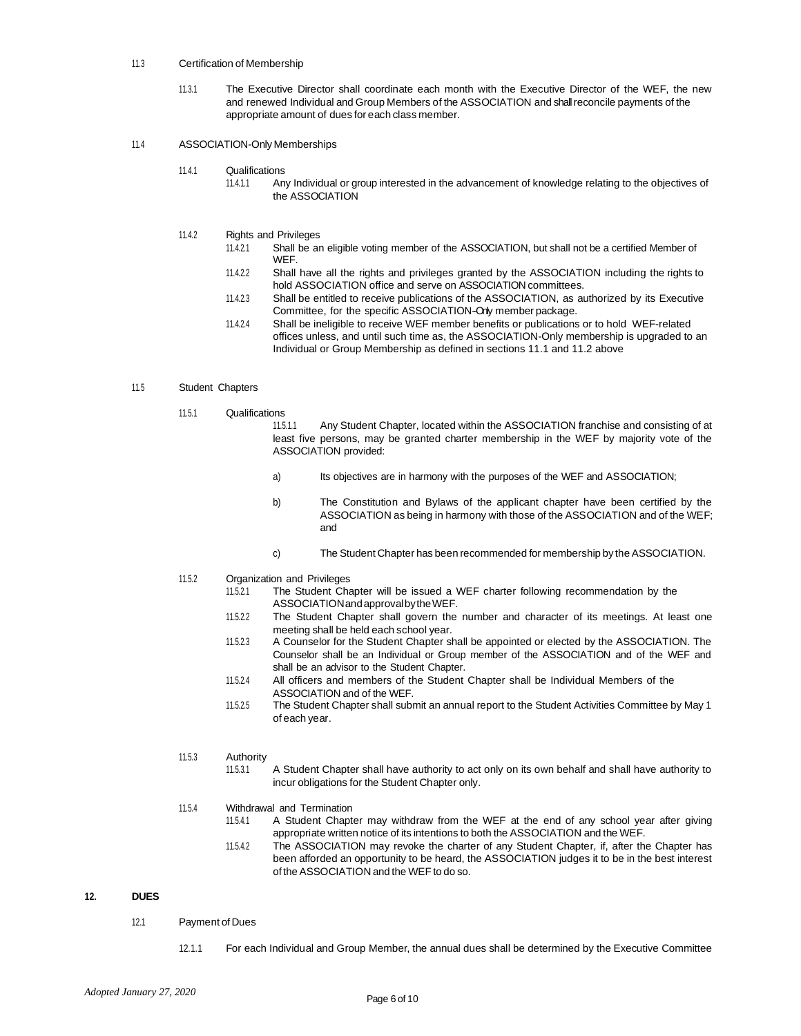11.3 Certification of Membership

11.3.1 The Executive Director shall coordinate each month with the Executive Director of the WEF, the new and renewed Individual and Group Members of the ASSOCIATION and shall reconcile payments of the appropriate amount of dues for each class member.

11.4 ASSOCIATION-Only Memberships

11.4.1 Qualifications

11.4.1.1 Any Individual or group interested in the advancement of knowledge relating to the objectives of the ASSOCIATION

11.4.2 Rights and Privileges

11.4.2.1 Shall be an eligible voting member of the ASSOCIATION, but shall not be a certified Member of WEF.

11.4.2.2 Shall have all the rights and privileges granted by the ASSOCIATION including the rights to hold ASSOCIATION office and serve on ASSOCIATION committees.

11.4.2.3 Shall be entitled to receive publications of the ASSOCIATION, as authorized by its Executive Committee, for the specific ASSOCIATION-Only member package.

11.4.2.4 Shall be ineligible to receive WEF member benefits or publications or to hold WEF-related offices unless, and until such time as, the ASSOCIATION-Only membership is upgraded to an Individual or Group Membership as defined in sections 11.1 and 11.2 above

11.5 Student Chapters

11.5.1 Qualifications

11.5.1.1 Any Student Chapter, located within the ASSOCIATION franchise and consisting of at least five persons, may be granted charter membership in the WEF by majority vote of the ASSOCIATION provided:

a) Its objectives are in harmony with the purposes of the WEF and ASSOCIATION;

b) The Constitution and Bylaws of the applicant chapter have been certified by the ASSOCIATION as being in harmony with those of the ASSOCIATION and of the WEF; and

c) The Student Chapter has been recommended for membership by the ASSOCIATION.

11.5.2 Organization and Privileges

11.5.2.1 The Student Chapter will be issued a WEF charter following recommendation by the ASSOCIATION and approval by the WEF.

11.5.2.2 The Student Chapter shall govern the number and character of its meetings. At least one meeting shall be held each school year.

11.5.2.3 A Counselor for the Student Chapter shall be appointed or elected by the ASSOCIATION. The Counselor shall be an Individual or Group member of the ASSOCIATION and of the WEF and shall be an advisor to the Student Chapter.

11.5.2.4 All officers and members of the Student Chapter shall be Individual Members of the ASSOCIATION and of the WEF.

11.5.2.5 The Student Chapter shall submit an annual report to the Student Activities Committee by May 1 of each year.

11.5.3 Authority

11.5.3.1 A Student Chapter shall have authority to act only on its own behalf and shall have authority to incur obligations for the Student Chapter only.

11.5.4 Withdrawal and Termination

11.5.4.1 A Student Chapter may withdraw from the WEF at the end of any school year after giving appropriate written notice of its intentions to both the ASSOCIATION and the WEF.

11.5.4.2 The ASSOCIATION may revoke the charter of any Student Chapter, if, after the Chapter has been afforded an opportunity to be heard, the ASSOCIATION judges it to be in the best interest of the ASSOCIATION and the WEF to do so.

## 12. DUES

12.1 Payment of Dues

12.1.1 For each Individual and Group Member, the annual dues shall be determined by the Executive Committee

*Adopted January 27, 2020*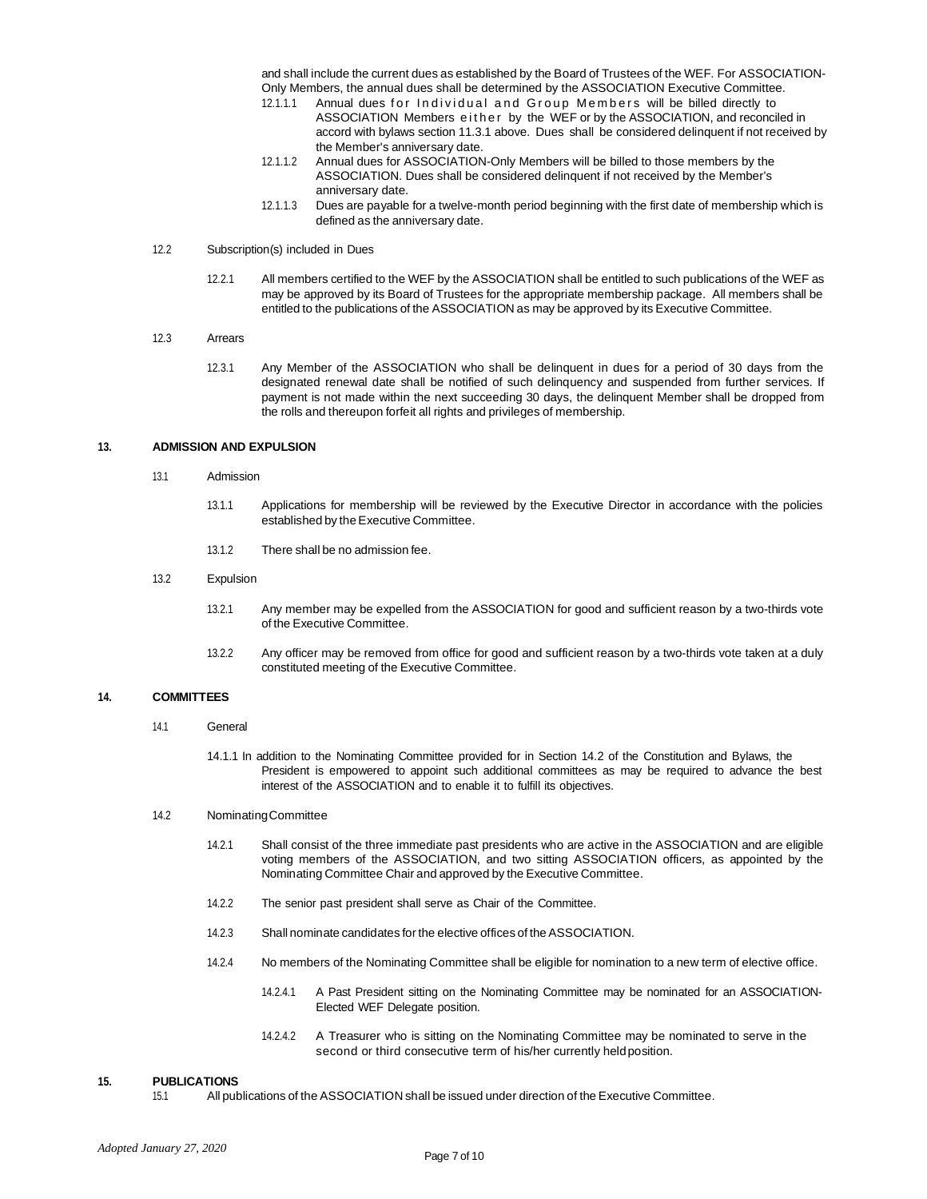and shall include the current dues as established by the Board of Trustees of the WEF. For ASSOCIATION-Only Members, the annual dues shall be determined by the ASSOCIATION Executive Committee.

12.1.1.1 Annual dues for Individual and Group Members will be billed directly to ASSOCIATION Members either by the WEF or by the ASSOCIATION, and reconciled in accord with bylaws section 11.3.1 above. Dues shall be considered delinquent if not received by the Member's anniversary date.

12.1.1.2 Annual dues for ASSOCIATION-Only Members will be billed to those members by the ASSOCIATION. Dues shall be considered delinquent if not received by the Member's anniversary date.

12.1.1.3 Dues are payable for a twelve-month period beginning with the first date of membership which is defined as the anniversary date.

12.2 Subscription(s) included in Dues

12.2.1 All members certified to the WEF by the ASSOCIATION shall be entitled to such publications of the WEF as may be approved by its Board of Trustees for the appropriate membership package. All members shall be entitled to the publications of the ASSOCIATION as may be approved by its Executive Committee.

12.3 Arrears

12.3.1 Any Member of the ASSOCIATION who shall be delinquent in dues for a period of 30 days from the designated renewal date shall be notified of such delinquency and suspended from further services. If payment is not made within the next succeeding 30 days, the delinquent Member shall be dropped from the rolls and thereupon forfeit all rights and privileges of membership.

## 13. ADMISSION AND EXPULSION

13.1 Admission

13.1.1 Applications for membership will be reviewed by the Executive Director in accordance with the policies established by the Executive Committee.

13.1.2 There shall be no admission fee.

13.2 Expulsion

13.2.1 Any member may be expelled from the ASSOCIATION for good and sufficient reason by a two-thirds vote of the Executive Committee.

13.2.2 Any officer may be removed from office for good and sufficient reason by a two-thirds vote taken at a duly constituted meeting of the Executive Committee.

## 14. COMMITTEES

14.1 General

14.1.1 In addition to the Nominating Committee provided for in Section 14.2 of the Constitution and Bylaws, the President is empowered to appoint such additional committees as may be required to advance the best interest of the ASSOCIATION and to enable it to fulfill its objectives.

14.2 Nominating Committee

14.2.1 Shall consist of the three immediate past presidents who are active in the ASSOCIATION and are eligible voting members of the ASSOCIATION, and two sitting ASSOCIATION officers, as appointed by the Nominating Committee Chair and approved by the Executive Committee.

14.2.2 The senior past president shall serve as Chair of the Committee.

14.2.3 Shall nominate candidates for the elective offices of the ASSOCIATION.

14.2.4 No members of the Nominating Committee shall be eligible for nomination to a new term of elective office.

14.2.4.1 A Past President sitting on the Nominating Committee may be nominated for an ASSOCIATION-Elected WEF Delegate position.

14.2.4.2 A Treasurer who is sitting on the Nominating Committee may be nominated to serve in the second or third consecutive term of his/her currently held position.

## 15. PUBLICATIONS

15.1 All publications of the ASSOCIATION shall be issued under direction of the Executive Committee.

*Adopted January 27, 2020*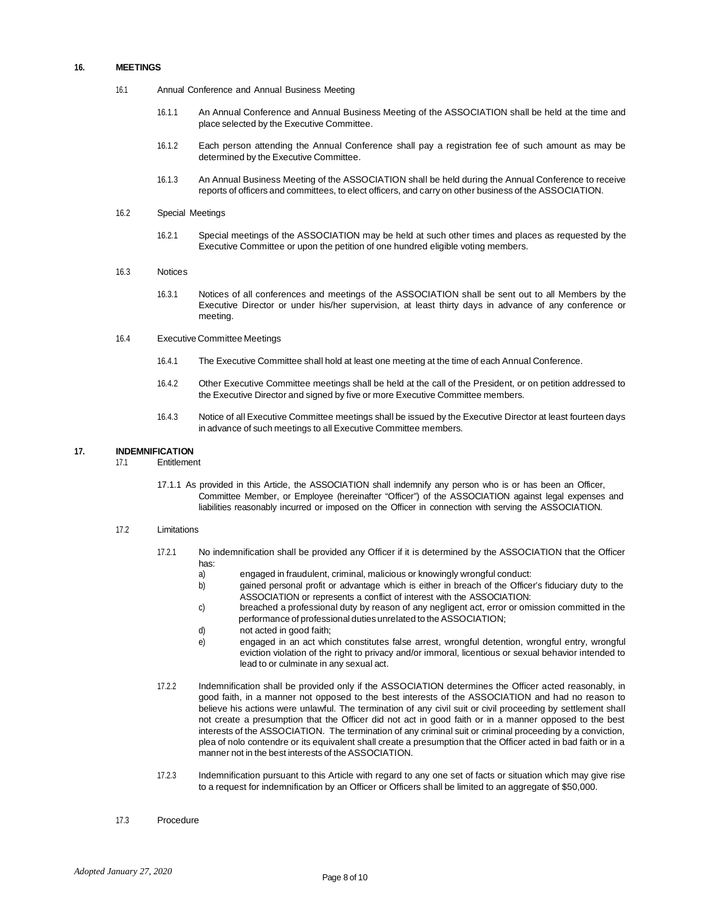## 16. MEETINGS

16.1 Annual Conference and Annual Business Meeting

16.1.1 An Annual Conference and Annual Business Meeting of the ASSOCIATION shall be held at the time and place selected by the Executive Committee.

16.1.2 Each person attending the Annual Conference shall pay a registration fee of such amount as may be determined by the Executive Committee.

16.1.3 An Annual Business Meeting of the ASSOCIATION shall be held during the Annual Conference to receive reports of officers and committees, to elect officers, and carry on other business of the ASSOCIATION.

16.2 Special Meetings

16.2.1 Special meetings of the ASSOCIATION may be held at such other times and places as requested by the Executive Committee or upon the petition of one hundred eligible voting members.

16.3 Notices

16.3.1 Notices of all conferences and meetings of the ASSOCIATION shall be sent out to all Members by the Executive Director or under his/her supervision, at least thirty days in advance of any conference or meeting.

16.4 Executive Committee Meetings

16.4.1 The Executive Committee shall hold at least one meeting at the time of each Annual Conference.

16.4.2 Other Executive Committee meetings shall be held at the call of the President, or on petition addressed to the Executive Director and signed by five or more Executive Committee members.

16.4.3 Notice of all Executive Committee meetings shall be issued by the Executive Director at least fourteen days in advance of such meetings to all Executive Committee members.

## 17. INDEMNIFICATION

17.1 Entitlement

17.1.1 As provided in this Article, the ASSOCIATION shall indemnify any person who is or has been an Officer, Committee Member, or Employee (hereinafter "Officer") of the ASSOCIATION against legal expenses and liabilities reasonably incurred or imposed on the Officer in connection with serving the ASSOCIATION.

17.2 Limitations

17.2.1 No indemnification shall be provided any Officer if it is determined by the ASSOCIATION that the Officer has:

a) engaged in fraudulent, criminal, malicious or knowingly wrongful conduct:
b) gained personal profit or advantage which is either in breach of the Officer's fiduciary duty to the ASSOCIATION or represents a conflict of interest with the ASSOCIATION:
c) breached a professional duty by reason of any negligent act, error or omission committed in the performance of professional duties unrelated to the ASSOCIATION;
d) not acted in good faith;
e) engaged in an act which constitutes false arrest, wrongful detention, wrongful entry, wrongful eviction violation of the right to privacy and/or immoral, licentious or sexual behavior intended to lead to or culminate in any sexual act.

17.2.2 Indemnification shall be provided only if the ASSOCIATION determines the Officer acted reasonably, in good faith, in a manner not opposed to the best interests of the ASSOCIATION and had no reason to believe his actions were unlawful. The termination of any civil suit or civil proceeding by settlement shall not create a presumption that the Officer did not act in good faith or in a manner opposed to the best interests of the ASSOCIATION. The termination of any criminal suit or criminal proceeding by a conviction, plea of nolo contendre or its equivalent shall create a presumption that the Officer acted in bad faith or in a manner not in the best interests of the ASSOCIATION.

17.2.3 Indemnification pursuant to this Article with regard to any one set of facts or situation which may give rise to a request for indemnification by an Officer or Officers shall be limited to an aggregate of $50,000.

17.3 Procedure

*Adopted January 27, 2020*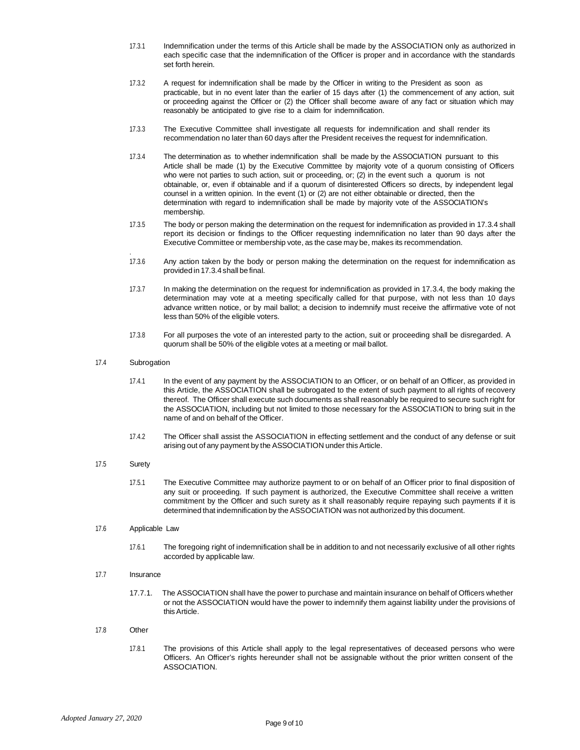17.3.1 Indemnification under the terms of this Article shall be made by the ASSOCIATION only as authorized in each specific case that the indemnification of the Officer is proper and in accordance with the standards set forth herein.

17.3.2 A request for indemnification shall be made by the Officer in writing to the President as soon as practicable, but in no event later than the earlier of 15 days after (1) the commencement of any action, suit or proceeding against the Officer or (2) the Officer shall become aware of any fact or situation which may reasonably be anticipated to give rise to a claim for indemnification.

17.3.3 The Executive Committee shall investigate all requests for indemnification and shall render its recommendation no later than 60 days after the President receives the request for indemnification.

17.3.4 The determination as to whether indemnification shall be made by the ASSOCIATION pursuant to this Article shall be made (1) by the Executive Committee by majority vote of a quorum consisting of Officers who were not parties to such action, suit or proceeding, or; (2) in the event such a quorum is not obtainable, or, even if obtainable and if a quorum of disinterested Officers so directs, by independent legal counsel in a written opinion. In the event (1) or (2) are not either obtainable or directed, then the determination with regard to indemnification shall be made by majority vote of the ASSOCIATION's membership.

17.3.5 The body or person making the determination on the request for indemnification as provided in 17.3.4 shall report its decision or findings to the Officer requesting indemnification no later than 90 days after the Executive Committee or membership vote, as the case may be, makes its recommendation.

17.3.6 Any action taken by the body or person making the determination on the request for indemnification as provided in 17.3.4 shall be final.

17.3.7 In making the determination on the request for indemnification as provided in 17.3.4, the body making the determination may vote at a meeting specifically called for that purpose, with not less than 10 days advance written notice, or by mail ballot; a decision to indemnify must receive the affirmative vote of not less than 50% of the eligible voters.

17.3.8 For all purposes the vote of an interested party to the action, suit or proceeding shall be disregarded. A quorum shall be 50% of the eligible votes at a meeting or mail ballot.

17.4 Subrogation

17.4.1 In the event of any payment by the ASSOCIATION to an Officer, or on behalf of an Officer, as provided in this Article, the ASSOCIATION shall be subrogated to the extent of such payment to all rights of recovery thereof. The Officer shall execute such documents as shall reasonably be required to secure such right for the ASSOCIATION, including but not limited to those necessary for the ASSOCIATION to bring suit in the name of and on behalf of the Officer.

17.4.2 The Officer shall assist the ASSOCIATION in effecting settlement and the conduct of any defense or suit arising out of any payment by the ASSOCIATION under this Article.

17.5 Surety

17.5.1 The Executive Committee may authorize payment to or on behalf of an Officer prior to final disposition of any suit or proceeding. If such payment is authorized, the Executive Committee shall receive a written commitment by the Officer and such surety as it shall reasonably require repaying such payments if it is determined that indemnification by the ASSOCIATION was not authorized by this document.

17.6 Applicable Law

17.6.1 The foregoing right of indemnification shall be in addition to and not necessarily exclusive of all other rights accorded by applicable law.

17.7 Insurance

17.7.1. The ASSOCIATION shall have the power to purchase and maintain insurance on behalf of Officers whether or not the ASSOCIATION would have the power to indemnify them against liability under the provisions of this Article.

17.8 Other

17.8.1 The provisions of this Article shall apply to the legal representatives of deceased persons who were Officers. An Officer's rights hereunder shall not be assignable without the prior written consent of the ASSOCIATION.

*Adopted January 27, 2020*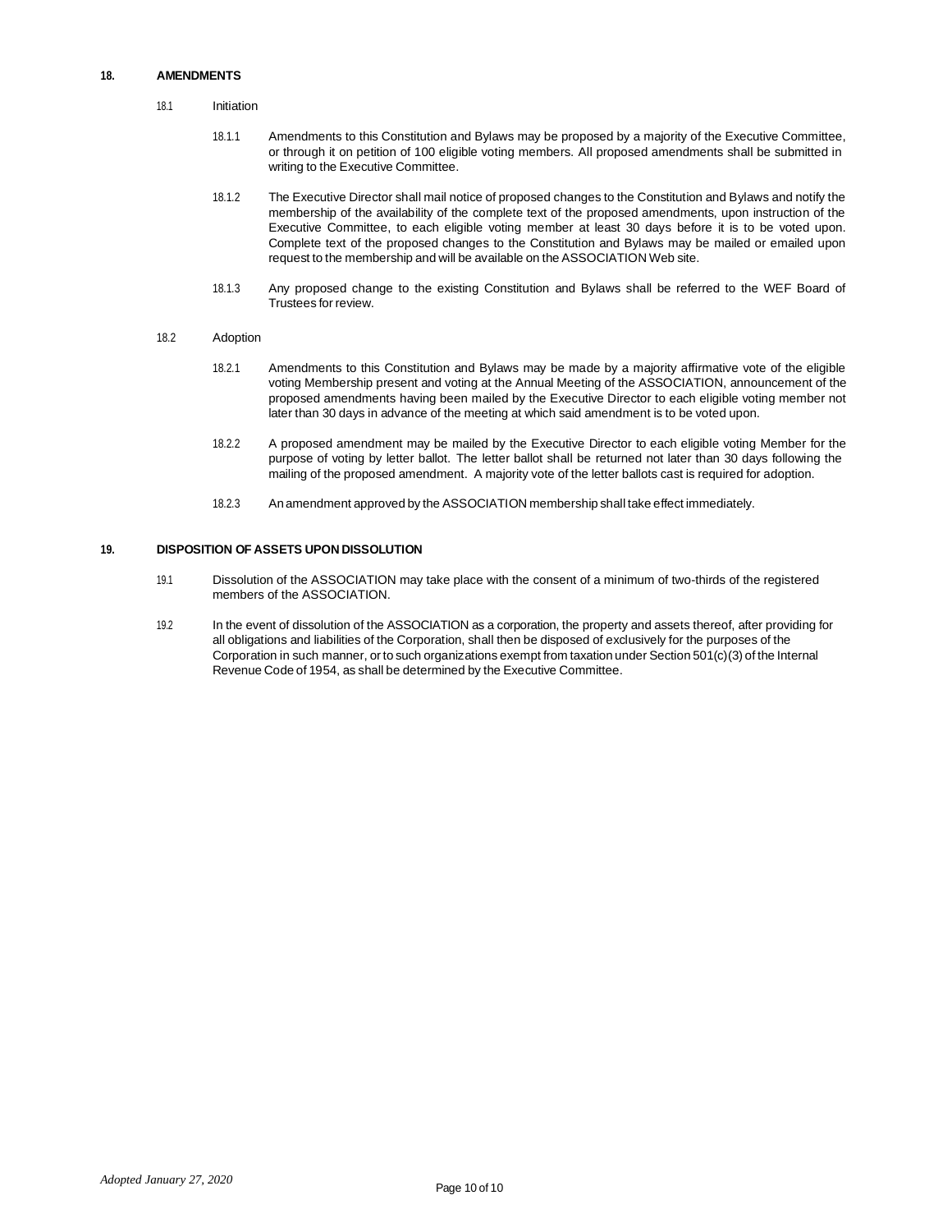## 18. AMENDMENTS

### 18.1 Initiation

18.1.1 Amendments to this Constitution and Bylaws may be proposed by a majority of the Executive Committee, or through it on petition of 100 eligible voting members. All proposed amendments shall be submitted in writing to the Executive Committee.

18.1.2 The Executive Director shall mail notice of proposed changes to the Constitution and Bylaws and notify the membership of the availability of the complete text of the proposed amendments, upon instruction of the Executive Committee, to each eligible voting member at least 30 days before it is to be voted upon. Complete text of the proposed changes to the Constitution and Bylaws may be mailed or emailed upon request to the membership and will be available on the ASSOCIATION Web site.

18.1.3 Any proposed change to the existing Constitution and Bylaws shall be referred to the WEF Board of Trustees for review.

### 18.2 Adoption

18.2.1 Amendments to this Constitution and Bylaws may be made by a majority affirmative vote of the eligible voting Membership present and voting at the Annual Meeting of the ASSOCIATION, announcement of the proposed amendments having been mailed by the Executive Director to each eligible voting member not later than 30 days in advance of the meeting at which said amendment is to be voted upon.

18.2.2 A proposed amendment may be mailed by the Executive Director to each eligible voting Member for the purpose of voting by letter ballot. The letter ballot shall be returned not later than 30 days following the mailing of the proposed amendment. A majority vote of the letter ballots cast is required for adoption.

18.2.3 An amendment approved by the ASSOCIATION membership shall take effect immediately.

## 19. DISPOSITION OF ASSETS UPON DISSOLUTION

19.1 Dissolution of the ASSOCIATION may take place with the consent of a minimum of two-thirds of the registered members of the ASSOCIATION.

19.2 In the event of dissolution of the ASSOCIATION as a corporation, the property and assets thereof, after providing for all obligations and liabilities of the Corporation, shall then be disposed of exclusively for the purposes of the Corporation in such manner, or to such organizations exempt from taxation under Section 501(c)(3) of the Internal Revenue Code of 1954, as shall be determined by the Executive Committee.

*Adopted January 27, 2020*